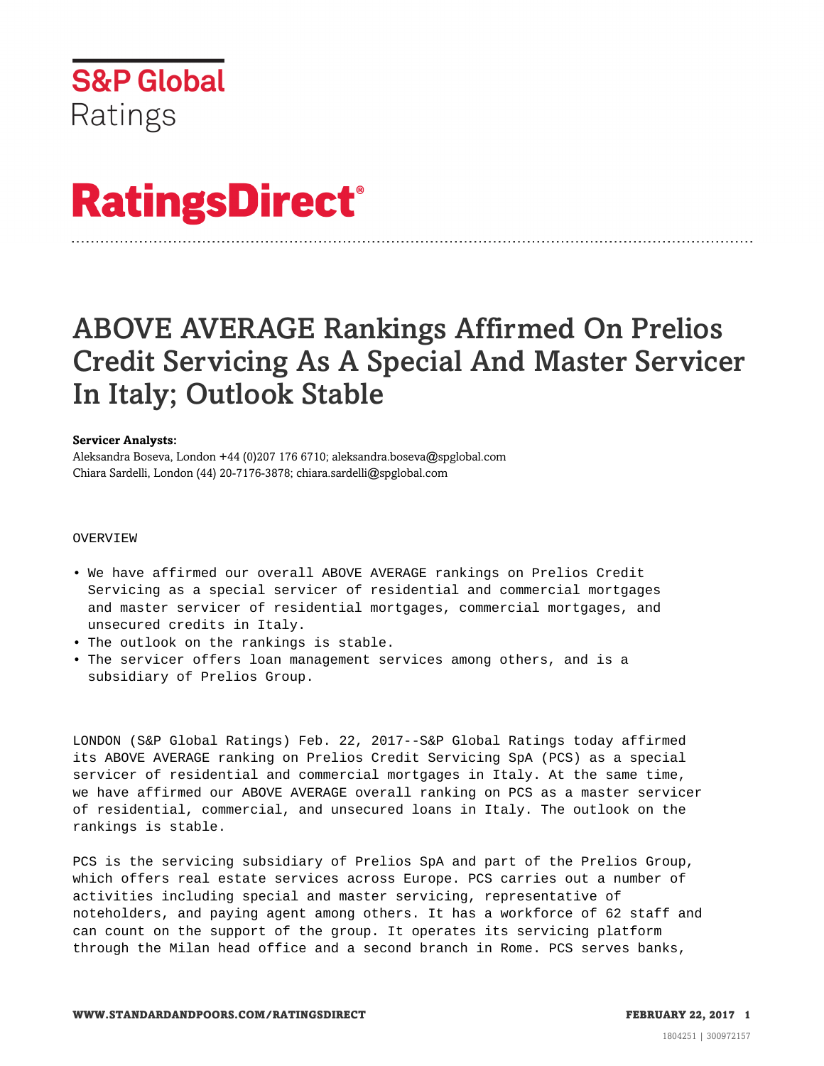S&P Global
Ratings

# RatingsDirect®

# ABOVE AVERAGE Rankings Affirmed On Prelios Credit Servicing As A Special And Master Servicer In Italy; Outlook Stable

**Servicer Analysts:**
Aleksandra Boseva, London +44 (0)207 176 6710; aleksandra.boseva@spglobal.com
Chiara Sardelli, London (44) 20-7176-3878; chiara.sardelli@spglobal.com

## OVERVIEW

- We have affirmed our overall ABOVE AVERAGE rankings on Prelios Credit Servicing as a special servicer of residential and commercial mortgages and master servicer of residential mortgages, commercial mortgages, and unsecured credits in Italy.
- The outlook on the rankings is stable.
- The servicer offers loan management services among others, and is a subsidiary of Prelios Group.

LONDON (S&P Global Ratings) Feb. 22, 2017--S&P Global Ratings today affirmed its ABOVE AVERAGE ranking on Prelios Credit Servicing SpA (PCS) as a special servicer of residential and commercial mortgages in Italy. At the same time, we have affirmed our ABOVE AVERAGE overall ranking on PCS as a master servicer of residential, commercial, and unsecured loans in Italy. The outlook on the rankings is stable.

PCS is the servicing subsidiary of Prelios SpA and part of the Prelios Group, which offers real estate services across Europe. PCS carries out a number of activities including special and master servicing, representative of noteholders, and paying agent among others. It has a workforce of 62 staff and can count on the support of the group. It operates its servicing platform through the Milan head office and a second branch in Rome. PCS serves banks,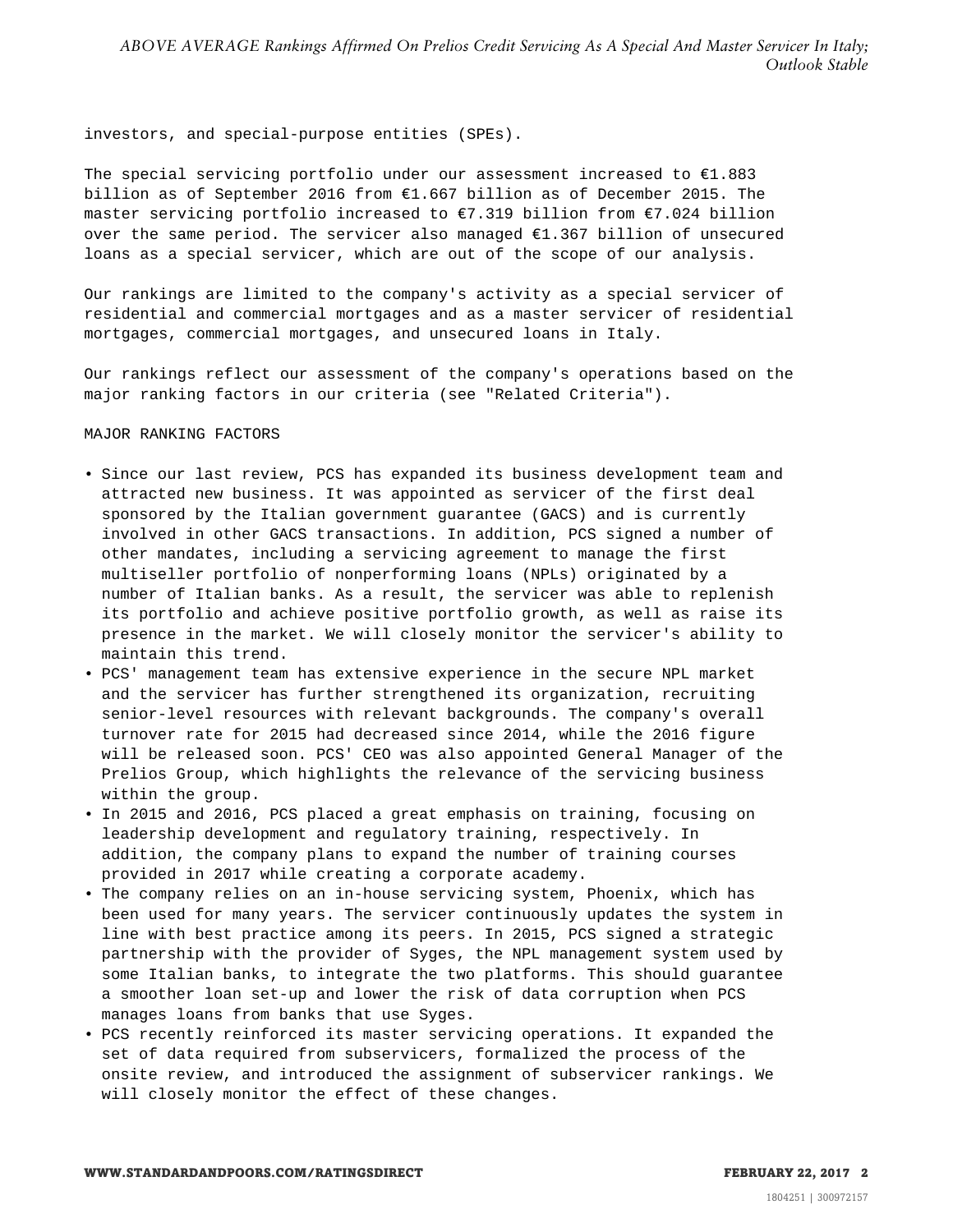investors, and special-purpose entities (SPEs).

The special servicing portfolio under our assessment increased to €1.883 billion as of September 2016 from €1.667 billion as of December 2015. The master servicing portfolio increased to €7.319 billion from €7.024 billion over the same period. The servicer also managed €1.367 billion of unsecured loans as a special servicer, which are out of the scope of our analysis.

Our rankings are limited to the company's activity as a special servicer of residential and commercial mortgages and as a master servicer of residential mortgages, commercial mortgages, and unsecured loans in Italy.

Our rankings reflect our assessment of the company's operations based on the major ranking factors in our criteria (see "Related Criteria").

MAJOR RANKING FACTORS

- Since our last review, PCS has expanded its business development team and attracted new business. It was appointed as servicer of the first deal sponsored by the Italian government guarantee (GACS) and is currently involved in other GACS transactions. In addition, PCS signed a number of other mandates, including a servicing agreement to manage the first multiseller portfolio of nonperforming loans (NPLs) originated by a number of Italian banks. As a result, the servicer was able to replenish its portfolio and achieve positive portfolio growth, as well as raise its presence in the market. We will closely monitor the servicer's ability to maintain this trend.
- PCS' management team has extensive experience in the secure NPL market and the servicer has further strengthened its organization, recruiting senior-level resources with relevant backgrounds. The company's overall turnover rate for 2015 had decreased since 2014, while the 2016 figure will be released soon. PCS' CEO was also appointed General Manager of the Prelios Group, which highlights the relevance of the servicing business within the group.
- In 2015 and 2016, PCS placed a great emphasis on training, focusing on leadership development and regulatory training, respectively. In addition, the company plans to expand the number of training courses provided in 2017 while creating a corporate academy.
- The company relies on an in-house servicing system, Phoenix, which has been used for many years. The servicer continuously updates the system in line with best practice among its peers. In 2015, PCS signed a strategic partnership with the provider of Syges, the NPL management system used by some Italian banks, to integrate the two platforms. This should guarantee a smoother loan set-up and lower the risk of data corruption when PCS manages loans from banks that use Syges.
- PCS recently reinforced its master servicing operations. It expanded the set of data required from subservicers, formalized the process of the onsite review, and introduced the assignment of subservicer rankings. We will closely monitor the effect of these changes.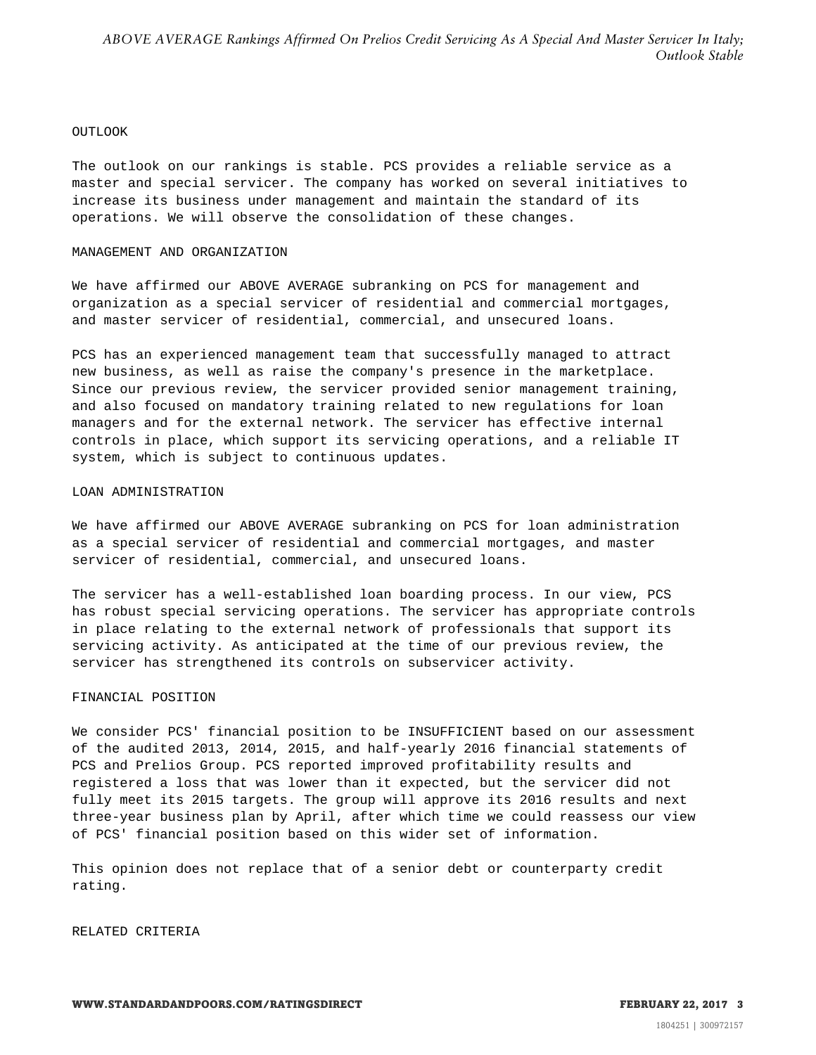## OUTLOOK

The outlook on our rankings is stable. PCS provides a reliable service as a master and special servicer. The company has worked on several initiatives to increase its business under management and maintain the standard of its operations. We will observe the consolidation of these changes.

## MANAGEMENT AND ORGANIZATION

We have affirmed our ABOVE AVERAGE subranking on PCS for management and organization as a special servicer of residential and commercial mortgages, and master servicer of residential, commercial, and unsecured loans.

PCS has an experienced management team that successfully managed to attract new business, as well as raise the company's presence in the marketplace. Since our previous review, the servicer provided senior management training, and also focused on mandatory training related to new regulations for loan managers and for the external network. The servicer has effective internal controls in place, which support its servicing operations, and a reliable IT system, which is subject to continuous updates.

## LOAN ADMINISTRATION

We have affirmed our ABOVE AVERAGE subranking on PCS for loan administration as a special servicer of residential and commercial mortgages, and master servicer of residential, commercial, and unsecured loans.

The servicer has a well-established loan boarding process. In our view, PCS has robust special servicing operations. The servicer has appropriate controls in place relating to the external network of professionals that support its servicing activity. As anticipated at the time of our previous review, the servicer has strengthened its controls on subservicer activity.

## FINANCIAL POSITION

We consider PCS' financial position to be INSUFFICIENT based on our assessment of the audited 2013, 2014, 2015, and half-yearly 2016 financial statements of PCS and Prelios Group. PCS reported improved profitability results and registered a loss that was lower than it expected, but the servicer did not fully meet its 2015 targets. The group will approve its 2016 results and next three-year business plan by April, after which time we could reassess our view of PCS' financial position based on this wider set of information.

This opinion does not replace that of a senior debt or counterparty credit rating.

## RELATED CRITERIA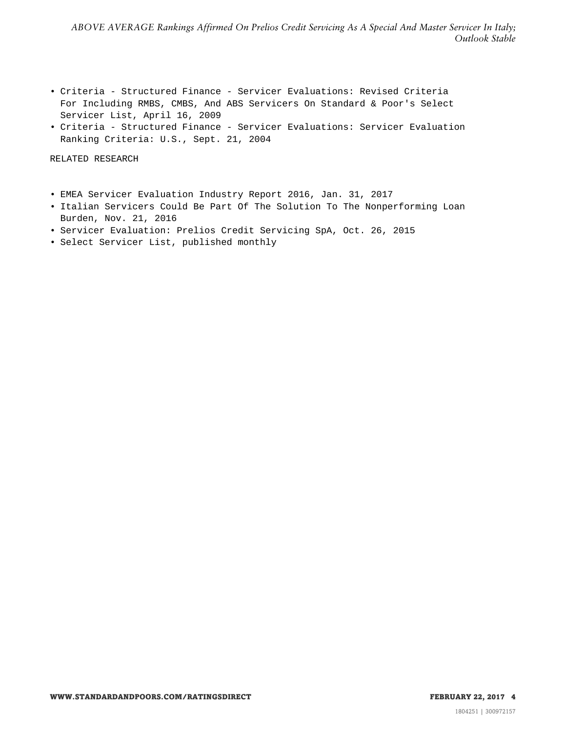- Criteria - Structured Finance - Servicer Evaluations: Revised Criteria For Including RMBS, CMBS, And ABS Servicers On Standard & Poor's Select Servicer List, April 16, 2009
- Criteria - Structured Finance - Servicer Evaluations: Servicer Evaluation Ranking Criteria: U.S., Sept. 21, 2004

RELATED RESEARCH

- EMEA Servicer Evaluation Industry Report 2016, Jan. 31, 2017
- Italian Servicers Could Be Part Of The Solution To The Nonperforming Loan Burden, Nov. 21, 2016
- Servicer Evaluation: Prelios Credit Servicing SpA, Oct. 26, 2015
- Select Servicer List, published monthly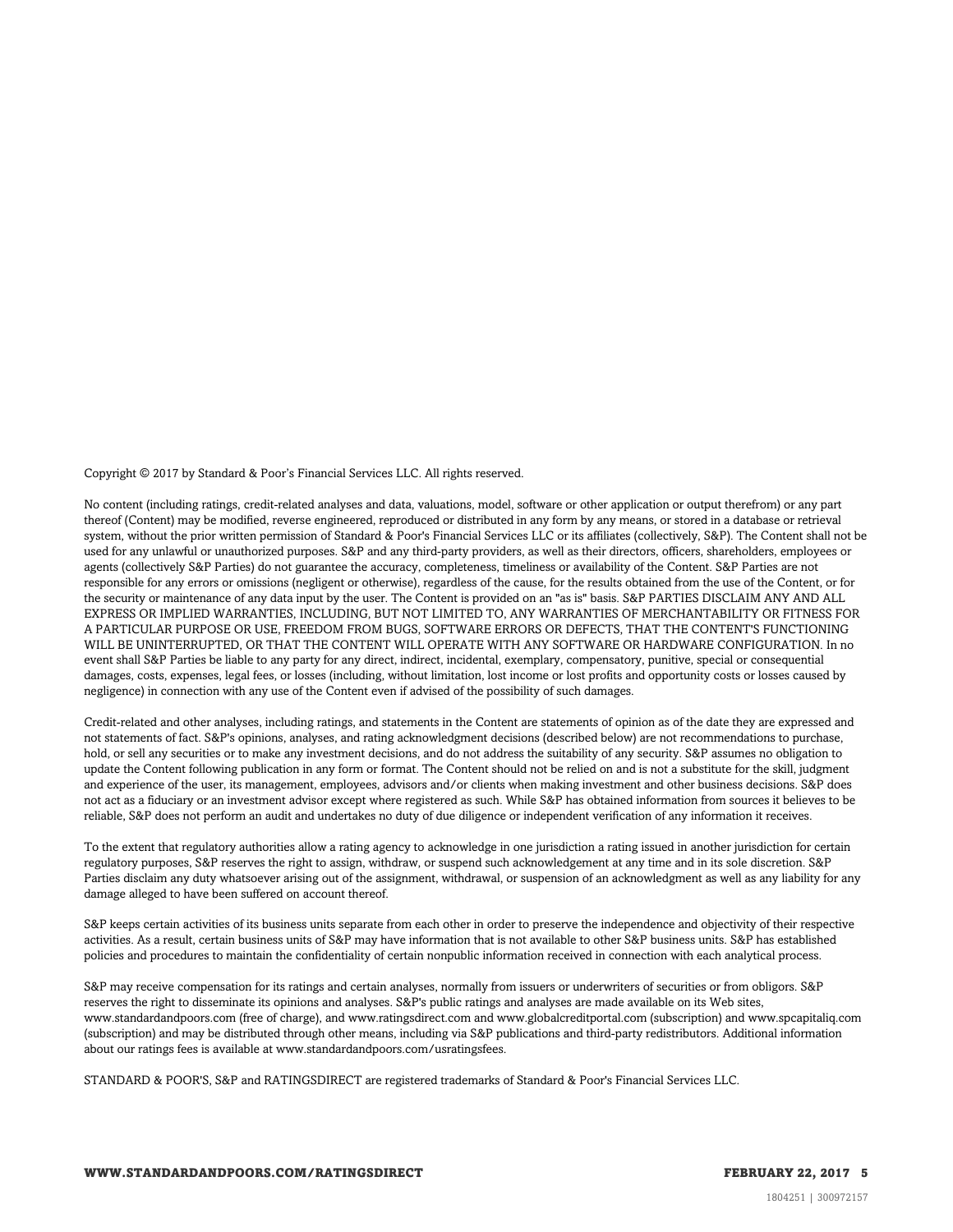Copyright © 2017 by Standard & Poor's Financial Services LLC. All rights reserved.

No content (including ratings, credit-related analyses and data, valuations, model, software or other application or output therefrom) or any part thereof (Content) may be modified, reverse engineered, reproduced or distributed in any form by any means, or stored in a database or retrieval system, without the prior written permission of Standard & Poor's Financial Services LLC or its affiliates (collectively, S&P). The Content shall not be used for any unlawful or unauthorized purposes. S&P and any third-party providers, as well as their directors, officers, shareholders, employees or agents (collectively S&P Parties) do not guarantee the accuracy, completeness, timeliness or availability of the Content. S&P Parties are not responsible for any errors or omissions (negligent or otherwise), regardless of the cause, for the results obtained from the use of the Content, or for the security or maintenance of any data input by the user. The Content is provided on an "as is" basis. S&P PARTIES DISCLAIM ANY AND ALL EXPRESS OR IMPLIED WARRANTIES, INCLUDING, BUT NOT LIMITED TO, ANY WARRANTIES OF MERCHANTABILITY OR FITNESS FOR A PARTICULAR PURPOSE OR USE, FREEDOM FROM BUGS, SOFTWARE ERRORS OR DEFECTS, THAT THE CONTENT'S FUNCTIONING WILL BE UNINTERRUPTED, OR THAT THE CONTENT WILL OPERATE WITH ANY SOFTWARE OR HARDWARE CONFIGURATION. In no event shall S&P Parties be liable to any party for any direct, indirect, incidental, exemplary, compensatory, punitive, special or consequential damages, costs, expenses, legal fees, or losses (including, without limitation, lost income or lost profits and opportunity costs or losses caused by negligence) in connection with any use of the Content even if advised of the possibility of such damages.

Credit-related and other analyses, including ratings, and statements in the Content are statements of opinion as of the date they are expressed and not statements of fact. S&P's opinions, analyses, and rating acknowledgment decisions (described below) are not recommendations to purchase, hold, or sell any securities or to make any investment decisions, and do not address the suitability of any security. S&P assumes no obligation to update the Content following publication in any form or format. The Content should not be relied on and is not a substitute for the skill, judgment and experience of the user, its management, employees, advisors and/or clients when making investment and other business decisions. S&P does not act as a fiduciary or an investment advisor except where registered as such. While S&P has obtained information from sources it believes to be reliable, S&P does not perform an audit and undertakes no duty of due diligence or independent verification of any information it receives.

To the extent that regulatory authorities allow a rating agency to acknowledge in one jurisdiction a rating issued in another jurisdiction for certain regulatory purposes, S&P reserves the right to assign, withdraw, or suspend such acknowledgement at any time and in its sole discretion. S&P Parties disclaim any duty whatsoever arising out of the assignment, withdrawal, or suspension of an acknowledgment as well as any liability for any damage alleged to have been suffered on account thereof.

S&P keeps certain activities of its business units separate from each other in order to preserve the independence and objectivity of their respective activities. As a result, certain business units of S&P may have information that is not available to other S&P business units. S&P has established policies and procedures to maintain the confidentiality of certain nonpublic information received in connection with each analytical process.

S&P may receive compensation for its ratings and certain analyses, normally from issuers or underwriters of securities or from obligors. S&P reserves the right to disseminate its opinions and analyses. S&P's public ratings and analyses are made available on its Web sites, www.standardandpoors.com (free of charge), and www.ratingsdirect.com and www.globalcreditportal.com (subscription) and www.spcapitaliq.com (subscription) and may be distributed through other means, including via S&P publications and third-party redistributors. Additional information about our ratings fees is available at www.standardandpoors.com/usratingsfees.

STANDARD & POOR'S, S&P and RATINGSDIRECT are registered trademarks of Standard & Poor's Financial Services LLC.